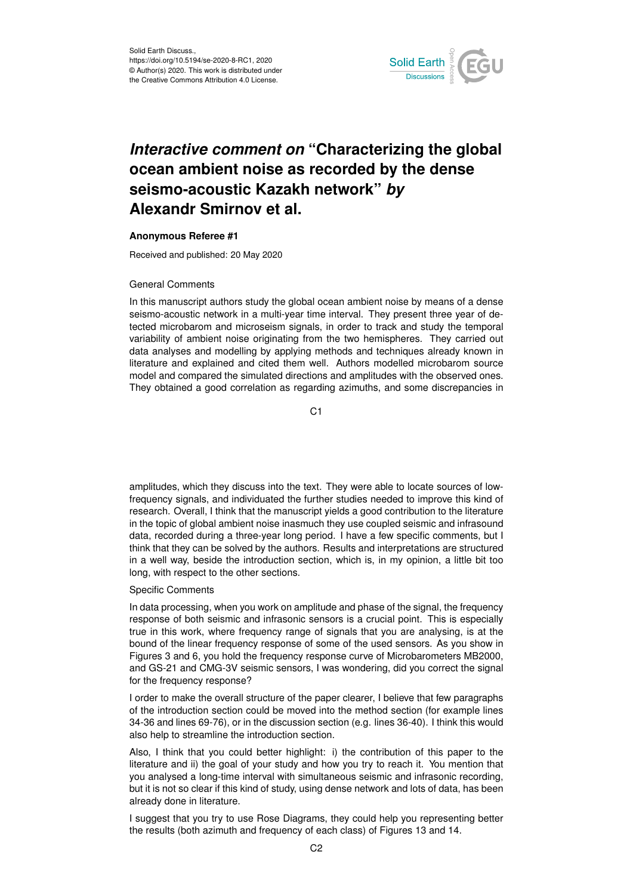Solid Earth Discuss.,
https://doi.org/10.5194/se-2020-8-RC1, 2020
© Author(s) 2020. This work is distributed under
the Creative Commons Attribution 4.0 License.

# *Interactive comment on* "Characterizing the global ocean ambient noise as recorded by the dense seismo-acoustic Kazakh network" *by* Alexandr Smirnov et al.

**Anonymous Referee #1**

Received and published: 20 May 2020

General Comments

In this manuscript authors study the global ocean ambient noise by means of a dense seismo-acoustic network in a multi-year time interval. They present three year of detected microbarom and microseism signals, in order to track and study the temporal variability of ambient noise originating from the two hemispheres. They carried out data analyses and modelling by applying methods and techniques already known in literature and explained and cited them well. Authors modelled microbarom source model and compared the simulated directions and amplitudes with the observed ones. They obtained a good correlation as regarding azimuths, and some discrepancies in amplitudes, which they discuss into the text. They were able to locate sources of low-frequency signals, and individuated the further studies needed to improve this kind of research. Overall, I think that the manuscript yields a good contribution to the literature in the topic of global ambient noise inasmuch they use coupled seismic and infrasound data, recorded during a three-year long period. I have a few specific comments, but I think that they can be solved by the authors. Results and interpretations are structured in a well way, beside the introduction section, which is, in my opinion, a little bit too long, with respect to the other sections.

Specific Comments

In data processing, when you work on amplitude and phase of the signal, the frequency response of both seismic and infrasonic sensors is a crucial point. This is especially true in this work, where frequency range of signals that you are analysing, is at the bound of the linear frequency response of some of the used sensors. As you show in Figures 3 and 6, you hold the frequency response curve of Microbarometers MB2000, and GS-21 and CMG-3V seismic sensors, I was wondering, did you correct the signal for the frequency response?

I order to make the overall structure of the paper clearer, I believe that few paragraphs of the introduction section could be moved into the method section (for example lines 34-36 and lines 69-76), or in the discussion section (e.g. lines 36-40). I think this would also help to streamline the introduction section.

Also, I think that you could better highlight: i) the contribution of this paper to the literature and ii) the goal of your study and how you try to reach it. You mention that you analysed a long-time interval with simultaneous seismic and infrasonic recording, but it is not so clear if this kind of study, using dense network and lots of data, has been already done in literature.

I suggest that you try to use Rose Diagrams, they could help you representing better the results (both azimuth and frequency of each class) of Figures 13 and 14.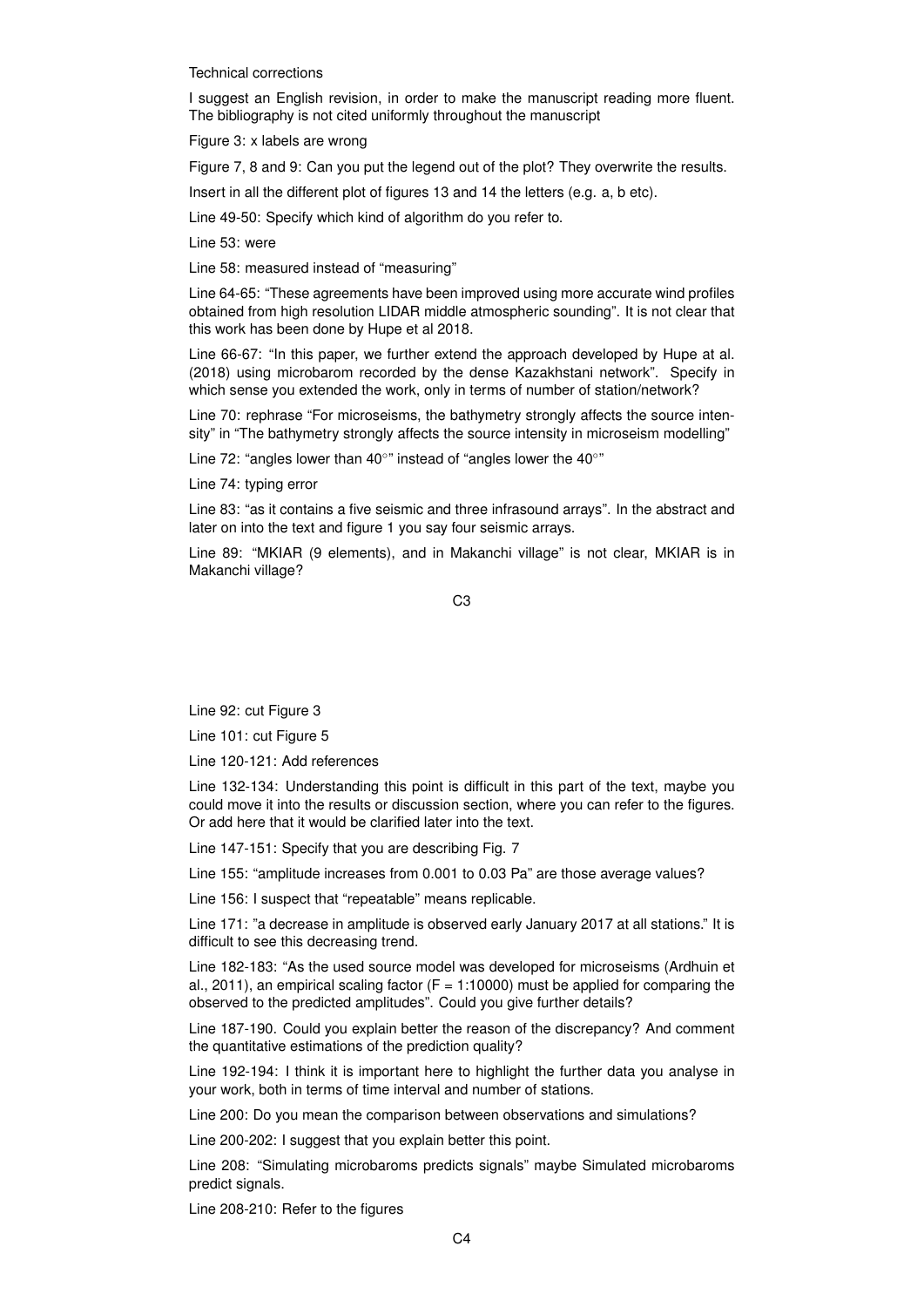Technical corrections

I suggest an English revision, in order to make the manuscript reading more fluent. The bibliography is not cited uniformly throughout the manuscript

Figure 3: x labels are wrong

Figure 7, 8 and 9: Can you put the legend out of the plot? They overwrite the results.

Insert in all the different plot of figures 13 and 14 the letters (e.g. a, b etc).

Line 49-50: Specify which kind of algorithm do you refer to.

Line 53: were

Line 58: measured instead of "measuring"

Line 64-65: "These agreements have been improved using more accurate wind profiles obtained from high resolution LIDAR middle atmospheric sounding". It is not clear that this work has been done by Hupe et al 2018.

Line 66-67: "In this paper, we further extend the approach developed by Hupe at al. (2018) using microbarom recorded by the dense Kazakhstani network". Specify in which sense you extended the work, only in terms of number of station/network?

Line 70: rephrase "For microseisms, the bathymetry strongly affects the source intensity" in "The bathymetry strongly affects the source intensity in microseism modelling"

Line 72: "angles lower than 40°" instead of "angles lower the 40°"

Line 74: typing error

Line 83: "as it contains a five seismic and three infrasound arrays". In the abstract and later on into the text and figure 1 you say four seismic arrays.

Line 89: "MKIAR (9 elements), and in Makanchi village" is not clear, MKIAR is in Makanchi village?

Line 92: cut Figure 3

Line 101: cut Figure 5

Line 120-121: Add references

Line 132-134: Understanding this point is difficult in this part of the text, maybe you could move it into the results or discussion section, where you can refer to the figures. Or add here that it would be clarified later into the text.

Line 147-151: Specify that you are describing Fig. 7

Line 155: "amplitude increases from 0.001 to 0.03 Pa" are those average values?

Line 156: I suspect that "repeatable" means replicable.

Line 171: "a decrease in amplitude is observed early January 2017 at all stations." It is difficult to see this decreasing trend.

Line 182-183: "As the used source model was developed for microseisms (Ardhuin et al., 2011), an empirical scaling factor (F = 1:10000) must be applied for comparing the observed to the predicted amplitudes". Could you give further details?

Line 187-190. Could you explain better the reason of the discrepancy? And comment the quantitative estimations of the prediction quality?

Line 192-194: I think it is important here to highlight the further data you analyse in your work, both in terms of time interval and number of stations.

Line 200: Do you mean the comparison between observations and simulations?

Line 200-202: I suggest that you explain better this point.

Line 208: "Simulating microbaroms predicts signals" maybe Simulated microbaroms predict signals.

Line 208-210: Refer to the figures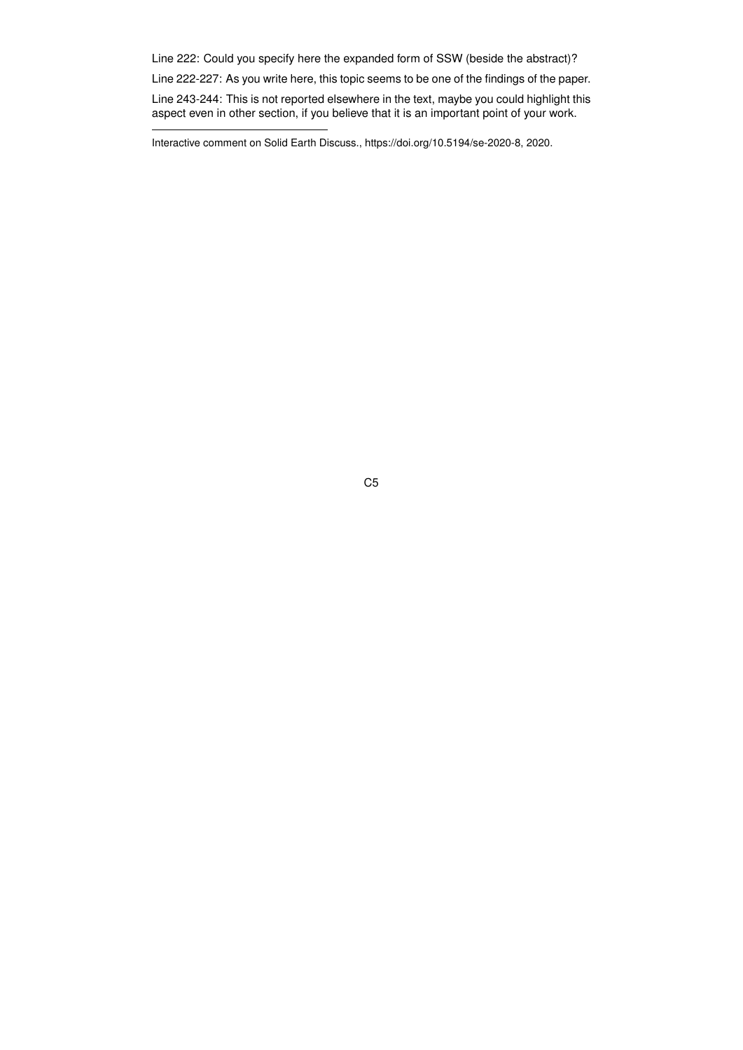Line 222: Could you specify here the expanded form of SSW (beside the abstract)?

Line 222-227: As you write here, this topic seems to be one of the findings of the paper.

Line 243-244: This is not reported elsewhere in the text, maybe you could highlight this aspect even in other section, if you believe that it is an important point of your work.

---

Interactive comment on Solid Earth Discuss., https://doi.org/10.5194/se-2020-8, 2020.